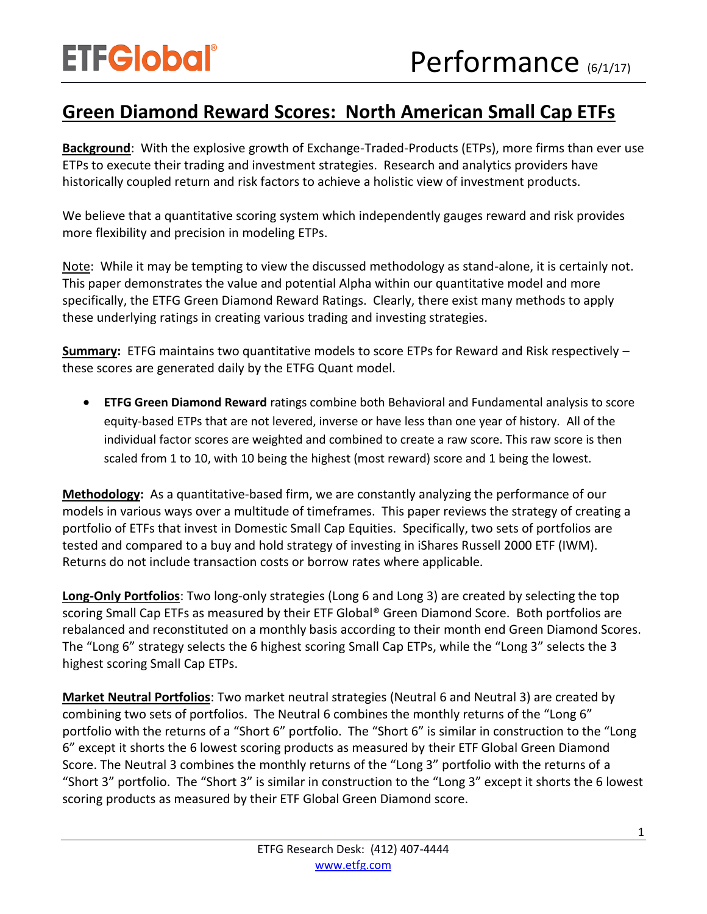# Green Diamond Reward Scores: North American Small Cap ETFs

**Background**: With the explosive growth of Exchange-Traded-Products (ETPs), more firms than ever use ETPs to execute their trading and investment strategies. Research and analytics providers have historically coupled return and risk factors to achieve a holistic view of investment products.

We believe that a quantitative scoring system which independently gauges reward and risk provides more flexibility and precision in modeling ETPs.

Note: While it may be tempting to view the discussed methodology as stand-alone, it is certainly not. This paper demonstrates the value and potential Alpha within our quantitative model and more specifically, the ETFG Green Diamond Reward Ratings. Clearly, there exist many methods to apply these underlying ratings in creating various trading and investing strategies.

**Summary:** ETFG maintains two quantitative models to score ETPs for Reward and Risk respectively – these scores are generated daily by the ETFG Quant model.

- **ETFG Green Diamond Reward** ratings combine both Behavioral and Fundamental analysis to score equity-based ETPs that are not levered, inverse or have less than one year of history. All of the individual factor scores are weighted and combined to create a raw score. This raw score is then scaled from 1 to 10, with 10 being the highest (most reward) score and 1 being the lowest.

**Methodology:** As a quantitative-based firm, we are constantly analyzing the performance of our models in various ways over a multitude of timeframes. This paper reviews the strategy of creating a portfolio of ETFs that invest in Domestic Small Cap Equities. Specifically, two sets of portfolios are tested and compared to a buy and hold strategy of investing in iShares Russell 2000 ETF (IWM). Returns do not include transaction costs or borrow rates where applicable.

**Long-Only Portfolios**: Two long-only strategies (Long 6 and Long 3) are created by selecting the top scoring Small Cap ETFs as measured by their ETF Global® Green Diamond Score. Both portfolios are rebalanced and reconstituted on a monthly basis according to their month end Green Diamond Scores. The "Long 6" strategy selects the 6 highest scoring Small Cap ETPs, while the "Long 3" selects the 3 highest scoring Small Cap ETPs.

**Market Neutral Portfolios**: Two market neutral strategies (Neutral 6 and Neutral 3) are created by combining two sets of portfolios. The Neutral 6 combines the monthly returns of the "Long 6" portfolio with the returns of a "Short 6" portfolio. The "Short 6" is similar in construction to the "Long 6" except it shorts the 6 lowest scoring products as measured by their ETF Global Green Diamond Score. The Neutral 3 combines the monthly returns of the "Long 3" portfolio with the returns of a "Short 3" portfolio. The "Short 3" is similar in construction to the "Long 3" except it shorts the 6 lowest scoring products as measured by their ETF Global Green Diamond score.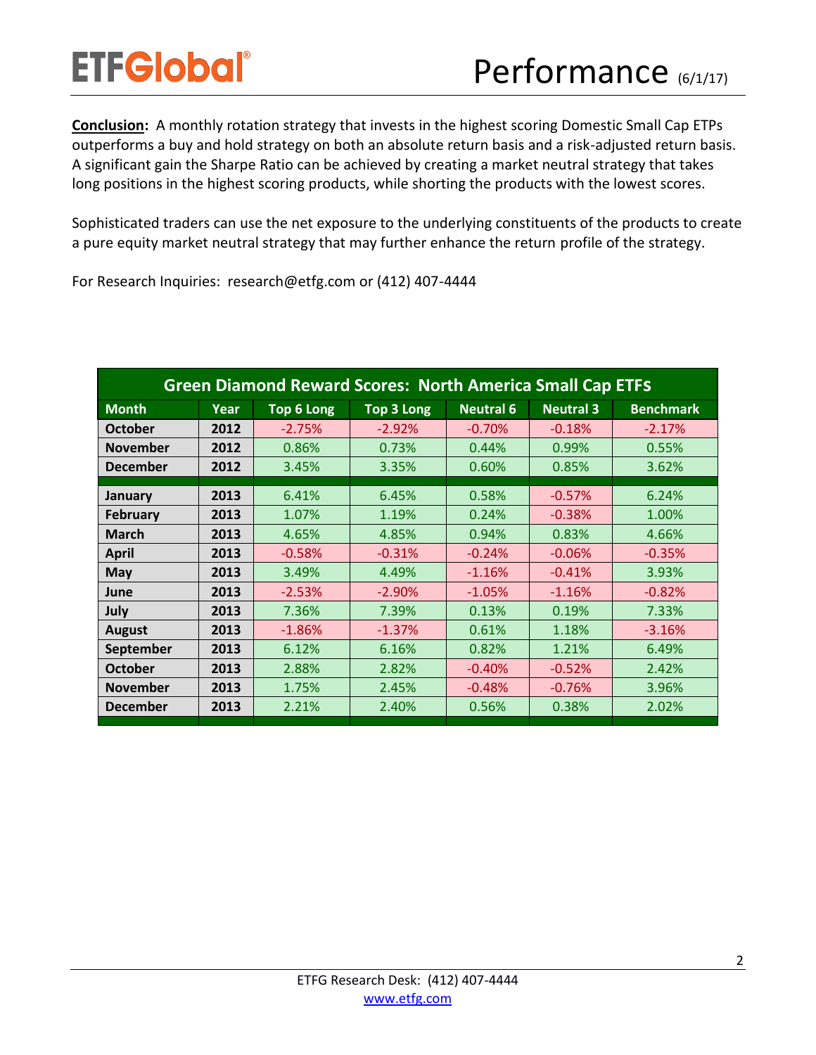**Conclusion:** A monthly rotation strategy that invests in the highest scoring Domestic Small Cap ETPs outperforms a buy and hold strategy on both an absolute return basis and a risk-adjusted return basis. A significant gain the Sharpe Ratio can be achieved by creating a market neutral strategy that takes long positions in the highest scoring products, while shorting the products with the lowest scores.

Sophisticated traders can use the net exposure to the underlying constituents of the products to create a pure equity market neutral strategy that may further enhance the return profile of the strategy.

For Research Inquiries: research@etfg.com or (412) 407-4444

| Green Diamond Reward Scores: North America Small Cap ETFs | | | | | | |
|---|---|---|---|---|---|---|
| **Month** | **Year** | **Top 6 Long** | **Top 3 Long** | **Neutral 6** | **Neutral 3** | **Benchmark** |
| **October** | **2012** | -2.75% | -2.92% | -0.70% | -0.18% | -2.17% |
| **November** | **2012** | 0.86% | 0.73% | 0.44% | 0.99% | 0.55% |
| **December** | **2012** | 3.45% | 3.35% | 0.60% | 0.85% | 3.62% |
| **January** | **2013** | 6.41% | 6.45% | 0.58% | -0.57% | 6.24% |
| **February** | **2013** | 1.07% | 1.19% | 0.24% | -0.38% | 1.00% |
| **March** | **2013** | 4.65% | 4.85% | 0.94% | 0.83% | 4.66% |
| **April** | **2013** | -0.58% | -0.31% | -0.24% | -0.06% | -0.35% |
| **May** | **2013** | 3.49% | 4.49% | -1.16% | -0.41% | 3.93% |
| **June** | **2013** | -2.53% | -2.90% | -1.05% | -1.16% | -0.82% |
| **July** | **2013** | 7.36% | 7.39% | 0.13% | 0.19% | 7.33% |
| **August** | **2013** | -1.86% | -1.37% | 0.61% | 1.18% | -3.16% |
| **September** | **2013** | 6.12% | 6.16% | 0.82% | 1.21% | 6.49% |
| **October** | **2013** | 2.88% | 2.82% | -0.40% | -0.52% | 2.42% |
| **November** | **2013** | 1.75% | 2.45% | -0.48% | -0.76% | 3.96% |
| **December** | **2013** | 2.21% | 2.40% | 0.56% | 0.38% | 2.02% |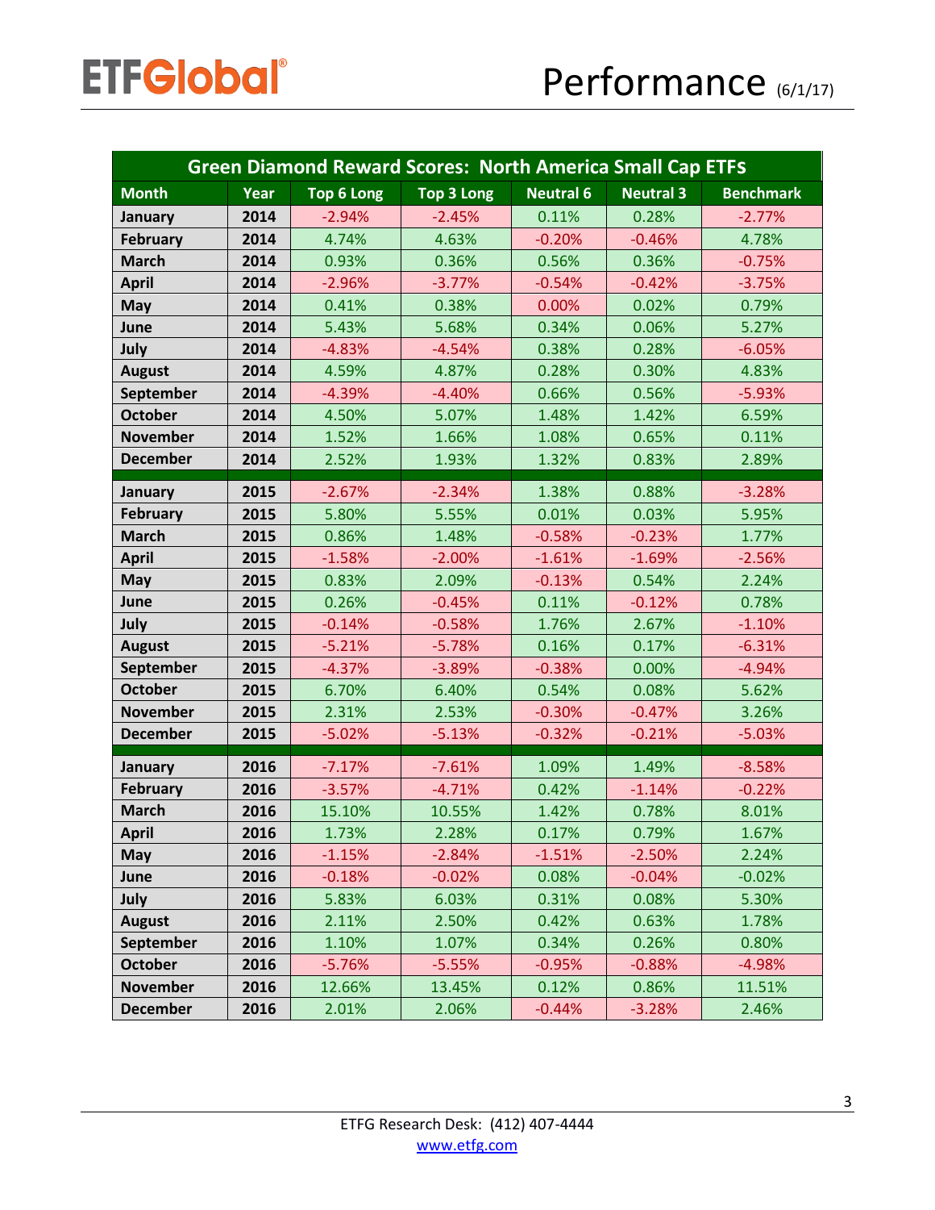ETFGlobal®

# Performance (6/1/17)

| Green Diamond Reward Scores: North America Small Cap ETFs | | | | | | |
|---|---|---|---|---|---|---|
| **Month** | **Year** | **Top 6 Long** | **Top 3 Long** | **Neutral 6** | **Neutral 3** | **Benchmark** |
| **January** | **2014** | -2.94% | -2.45% | 0.11% | 0.28% | -2.77% |
| **February** | **2014** | 4.74% | 4.63% | -0.20% | -0.46% | 4.78% |
| **March** | **2014** | 0.93% | 0.36% | 0.56% | 0.36% | -0.75% |
| **April** | **2014** | -2.96% | -3.77% | -0.54% | -0.42% | -3.75% |
| **May** | **2014** | 0.41% | 0.38% | 0.00% | 0.02% | 0.79% |
| **June** | **2014** | 5.43% | 5.68% | 0.34% | 0.06% | 5.27% |
| **July** | **2014** | -4.83% | -4.54% | 0.38% | 0.28% | -6.05% |
| **August** | **2014** | 4.59% | 4.87% | 0.28% | 0.30% | 4.83% |
| **September** | **2014** | -4.39% | -4.40% | 0.66% | 0.56% | -5.93% |
| **October** | **2014** | 4.50% | 5.07% | 1.48% | 1.42% | 6.59% |
| **November** | **2014** | 1.52% | 1.66% | 1.08% | 0.65% | 0.11% |
| **December** | **2014** | 2.52% | 1.93% | 1.32% | 0.83% | 2.89% |
| **January** | **2015** | -2.67% | -2.34% | 1.38% | 0.88% | -3.28% |
| **February** | **2015** | 5.80% | 5.55% | 0.01% | 0.03% | 5.95% |
| **March** | **2015** | 0.86% | 1.48% | -0.58% | -0.23% | 1.77% |
| **April** | **2015** | -1.58% | -2.00% | -1.61% | -1.69% | -2.56% |
| **May** | **2015** | 0.83% | 2.09% | -0.13% | 0.54% | 2.24% |
| **June** | **2015** | 0.26% | -0.45% | 0.11% | -0.12% | 0.78% |
| **July** | **2015** | -0.14% | -0.58% | 1.76% | 2.67% | -1.10% |
| **August** | **2015** | -5.21% | -5.78% | 0.16% | 0.17% | -6.31% |
| **September** | **2015** | -4.37% | -3.89% | -0.38% | 0.00% | -4.94% |
| **October** | **2015** | 6.70% | 6.40% | 0.54% | 0.08% | 5.62% |
| **November** | **2015** | 2.31% | 2.53% | -0.30% | -0.47% | 3.26% |
| **December** | **2015** | -5.02% | -5.13% | -0.32% | -0.21% | -5.03% |
| **January** | **2016** | -7.17% | -7.61% | 1.09% | 1.49% | -8.58% |
| **February** | **2016** | -3.57% | -4.71% | 0.42% | -1.14% | -0.22% |
| **March** | **2016** | 15.10% | 10.55% | 1.42% | 0.78% | 8.01% |
| **April** | **2016** | 1.73% | 2.28% | 0.17% | 0.79% | 1.67% |
| **May** | **2016** | -1.15% | -2.84% | -1.51% | -2.50% | 2.24% |
| **June** | **2016** | -0.18% | -0.02% | 0.08% | -0.04% | -0.02% |
| **July** | **2016** | 5.83% | 6.03% | 0.31% | 0.08% | 5.30% |
| **August** | **2016** | 2.11% | 2.50% | 0.42% | 0.63% | 1.78% |
| **September** | **2016** | 1.10% | 1.07% | 0.34% | 0.26% | 0.80% |
| **October** | **2016** | -5.76% | -5.55% | -0.95% | -0.88% | -4.98% |
| **November** | **2016** | 12.66% | 13.45% | 0.12% | 0.86% | 11.51% |
| **December** | **2016** | 2.01% | 2.06% | -0.44% | -3.28% | 2.46% |

ETFG Research Desk: (412) 407-4444
www.etfg.com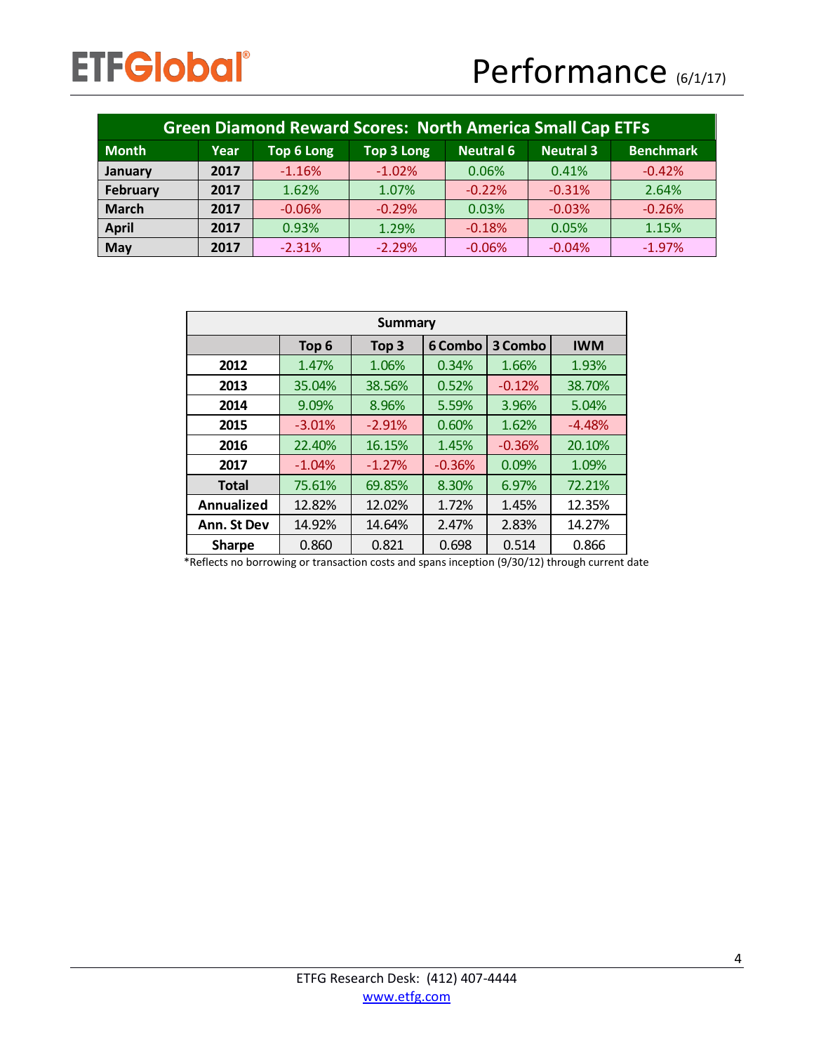# Performance (6/1/17)

| Green Diamond Reward Scores: North America Small Cap ETFs | | | | | | |
|---|---|---|---|---|---|---|
| **Month** | **Year** | **Top 6 Long** | **Top 3 Long** | **Neutral 6** | **Neutral 3** | **Benchmark** |
| January | 2017 | -1.16% | -1.02% | 0.06% | 0.41% | -0.42% |
| February | 2017 | 1.62% | 1.07% | -0.22% | -0.31% | 2.64% |
| March | 2017 | -0.06% | -0.29% | 0.03% | -0.03% | -0.26% |
| April | 2017 | 0.93% | 1.29% | -0.18% | 0.05% | 1.15% |
| May | 2017 | -2.31% | -2.29% | -0.06% | -0.04% | -1.97% |

| Summary | | | | | |
|---|---|---|---|---|---|
| | **Top 6** | **Top 3** | **6 Combo** | **3 Combo** | **IWM** |
| **2012** | 1.47% | 1.06% | 0.34% | 1.66% | 1.93% |
| **2013** | 35.04% | 38.56% | 0.52% | -0.12% | 38.70% |
| **2014** | 9.09% | 8.96% | 5.59% | 3.96% | 5.04% |
| **2015** | -3.01% | -2.91% | 0.60% | 1.62% | -4.48% |
| **2016** | 22.40% | 16.15% | 1.45% | -0.36% | 20.10% |
| **2017** | -1.04% | -1.27% | -0.36% | 0.09% | 1.09% |
| **Total** | 75.61% | 69.85% | 8.30% | 6.97% | 72.21% |
| **Annualized** | 12.82% | 12.02% | 1.72% | 1.45% | 12.35% |
| **Ann. St Dev** | 14.92% | 14.64% | 2.47% | 2.83% | 14.27% |
| **Sharpe** | 0.860 | 0.821 | 0.698 | 0.514 | 0.866 |

*Reflects no borrowing or transaction costs and spans inception (9/30/12) through current date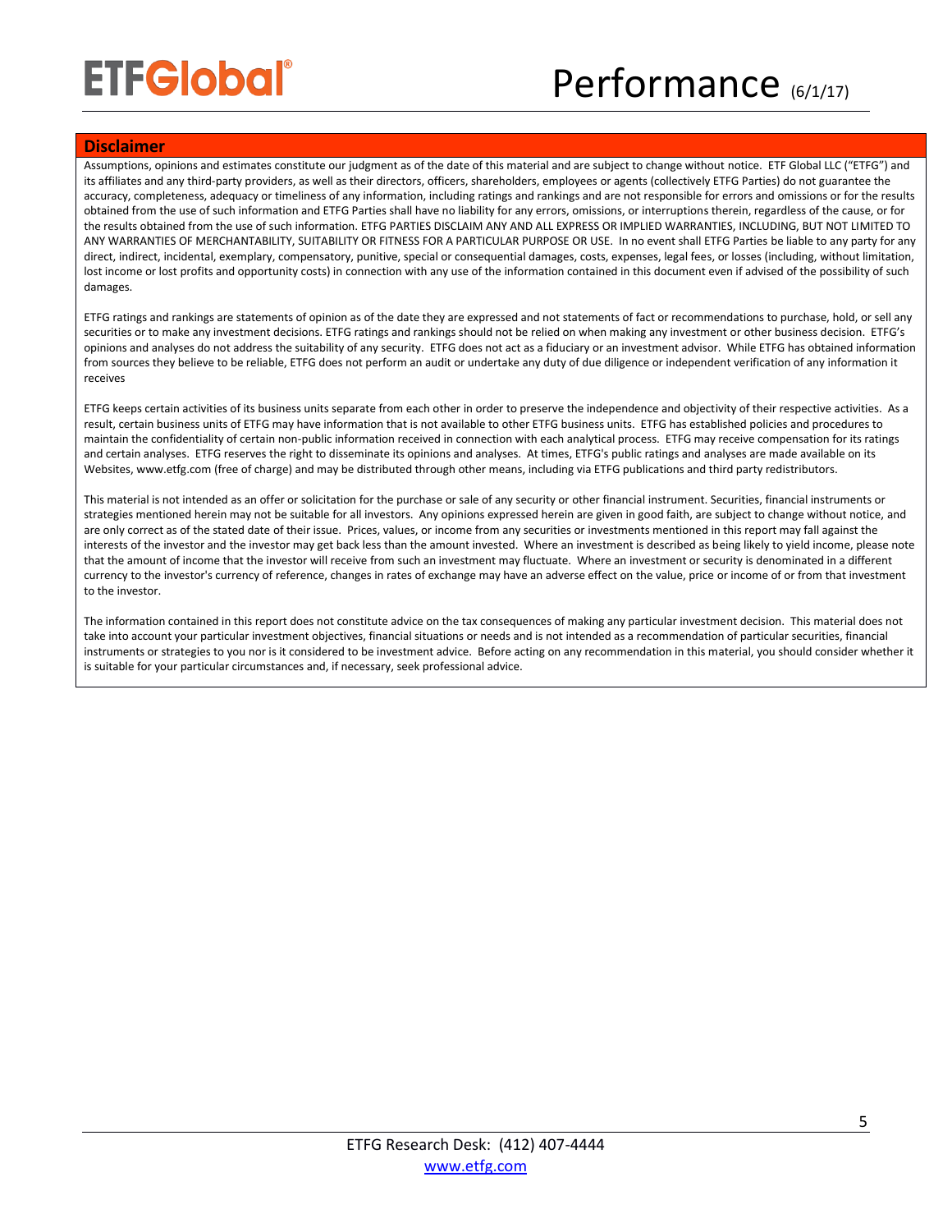## Disclaimer

Assumptions, opinions and estimates constitute our judgment as of the date of this material and are subject to change without notice. ETF Global LLC ("ETFG") and its affiliates and any third-party providers, as well as their directors, officers, shareholders, employees or agents (collectively ETFG Parties) do not guarantee the accuracy, completeness, adequacy or timeliness of any information, including ratings and rankings and are not responsible for errors and omissions or for the results obtained from the use of such information and ETFG Parties shall have no liability for any errors, omissions, or interruptions therein, regardless of the cause, or for the results obtained from the use of such information. ETFG PARTIES DISCLAIM ANY AND ALL EXPRESS OR IMPLIED WARRANTIES, INCLUDING, BUT NOT LIMITED TO ANY WARRANTIES OF MERCHANTABILITY, SUITABILITY OR FITNESS FOR A PARTICULAR PURPOSE OR USE. In no event shall ETFG Parties be liable to any party for any direct, indirect, incidental, exemplary, compensatory, punitive, special or consequential damages, costs, expenses, legal fees, or losses (including, without limitation, lost income or lost profits and opportunity costs) in connection with any use of the information contained in this document even if advised of the possibility of such damages.

ETFG ratings and rankings are statements of opinion as of the date they are expressed and not statements of fact or recommendations to purchase, hold, or sell any securities or to make any investment decisions. ETFG ratings and rankings should not be relied on when making any investment or other business decision. ETFG's opinions and analyses do not address the suitability of any security. ETFG does not act as a fiduciary or an investment advisor. While ETFG has obtained information from sources they believe to be reliable, ETFG does not perform an audit or undertake any duty of due diligence or independent verification of any information it receives

ETFG keeps certain activities of its business units separate from each other in order to preserve the independence and objectivity of their respective activities. As a result, certain business units of ETFG may have information that is not available to other ETFG business units. ETFG has established policies and procedures to maintain the confidentiality of certain non-public information received in connection with each analytical process. ETFG may receive compensation for its ratings and certain analyses. ETFG reserves the right to disseminate its opinions and analyses. At times, ETFG's public ratings and analyses are made available on its Websites, www.etfg.com (free of charge) and may be distributed through other means, including via ETFG publications and third party redistributors.

This material is not intended as an offer or solicitation for the purchase or sale of any security or other financial instrument. Securities, financial instruments or strategies mentioned herein may not be suitable for all investors. Any opinions expressed herein are given in good faith, are subject to change without notice, and are only correct as of the stated date of their issue. Prices, values, or income from any securities or investments mentioned in this report may fall against the interests of the investor and the investor may get back less than the amount invested. Where an investment is described as being likely to yield income, please note that the amount of income that the investor will receive from such an investment may fluctuate. Where an investment or security is denominated in a different currency to the investor's currency of reference, changes in rates of exchange may have an adverse effect on the value, price or income of or from that investment to the investor.

The information contained in this report does not constitute advice on the tax consequences of making any particular investment decision. This material does not take into account your particular investment objectives, financial situations or needs and is not intended as a recommendation of particular securities, financial instruments or strategies to you nor is it considered to be investment advice. Before acting on any recommendation in this material, you should consider whether it is suitable for your particular circumstances and, if necessary, seek professional advice.